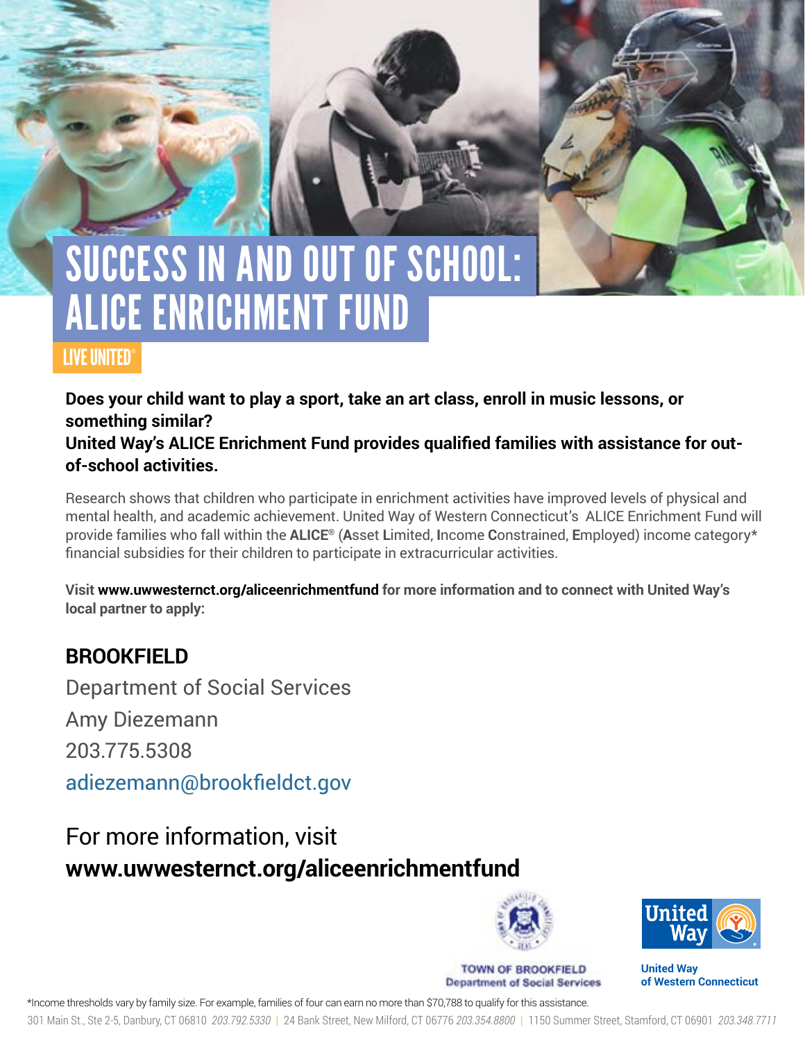# SUCCESS IN AND OUT OF SCHOOL: ALICE ENRICHMENT FUND

LIVE UNITED®

**Does your child want to play a sport, take an art class, enroll in music lessons, or something similar?**
**United Way's ALICE Enrichment Fund provides qualified families with assistance for out-of-school activities.**

Research shows that children who participate in enrichment activities have improved levels of physical and mental health, and academic achievement. United Way of Western Connecticut's ALICE Enrichment Fund will provide families who fall within the **ALICE**® (**A**sset **L**imited, **I**ncome **C**onstrained, **E**mployed) income category* financial subsidies for their children to participate in extracurricular activities.

Visit **www.uwwesternct.org/aliceenrichmentfund** for more information and to connect with United Way's local partner to apply:

## BROOKFIELD

Department of Social Services

Amy Diezemann

203.775.5308

adiezemann@brookfieldct.gov

For more information, visit
**www.uwwesternct.org/aliceenrichmentfund**

TOWN OF BROOKFIELD
Department of Social Services

United Way of Western Connecticut

*Income thresholds vary by family size. For example, families of four can earn no more than $70,788 to qualify for this assistance.

301 Main St., Ste 2-5, Danbury, CT 06810 *203.792.5330* | 24 Bank Street, New Milford, CT 06776 *203.354.8800* | 1150 Summer Street, Stamford, CT 06901 *203.348.7711*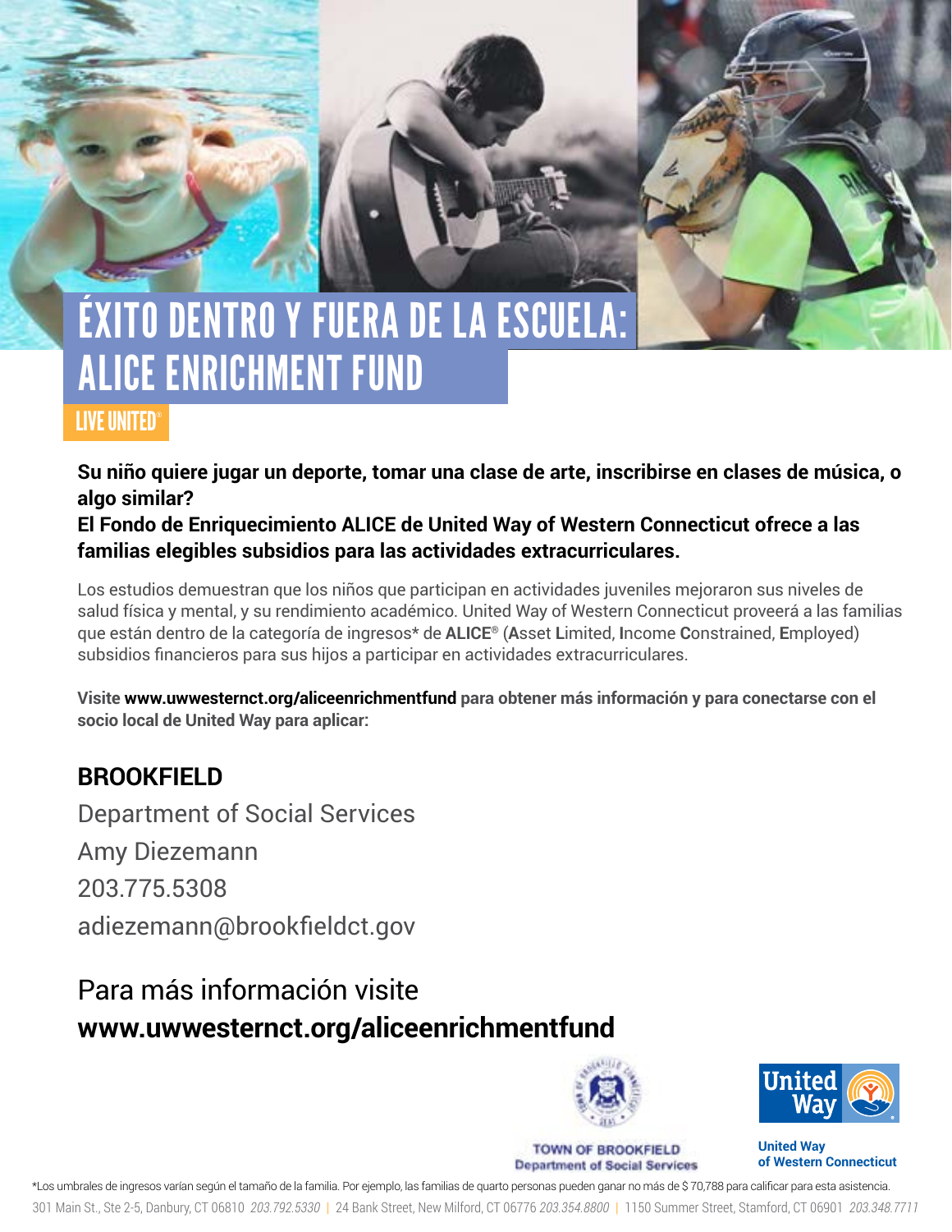# ÉXITO DENTRO Y FUERA DE LA ESCUELA: ALICE ENRICHMENT FUND

LIVE UNITED®

**Su niño quiere jugar un deporte, tomar una clase de arte, inscribirse en clases de música, o algo similar?**
**El Fondo de Enriquecimiento ALICE de United Way of Western Connecticut ofrece a las familias elegibles subsidios para las actividades extracurriculares.**

Los estudios demuestran que los niños que participan en actividades juveniles mejoraron sus niveles de salud física y mental, y su rendimiento académico. United Way of Western Connecticut proveerá a las familias que están dentro de la categoría de ingresos* de **ALICE**® (**A**sset **L**imited, **I**ncome **C**onstrained, **E**mployed) subsidios financieros para sus hijos a participar en actividades extracurriculares.

**Visite www.uwwesternct.org/aliceenrichmentfund para obtener más información y para conectarse con el socio local de United Way para aplicar:**

## BROOKFIELD

Department of Social Services

Amy Diezemann

203.775.5308

adiezemann@brookfieldct.gov

Para más información visite
**www.uwwesternct.org/aliceenrichmentfund**

TOWN OF BROOKFIELD
Department of Social Services

United Way of Western Connecticut

*Los umbrales de ingresos varían según el tamaño de la familia. Por ejemplo, las familias de quarto personas pueden ganar no más de $ 70,788 para calificar para esta asistencia.

301 Main St., Ste 2-5, Danbury, CT 06810 *203.792.5330* | 24 Bank Street, New Milford, CT 06776 *203.354.8800* | 1150 Summer Street, Stamford, CT 06901 *203.348.7711*